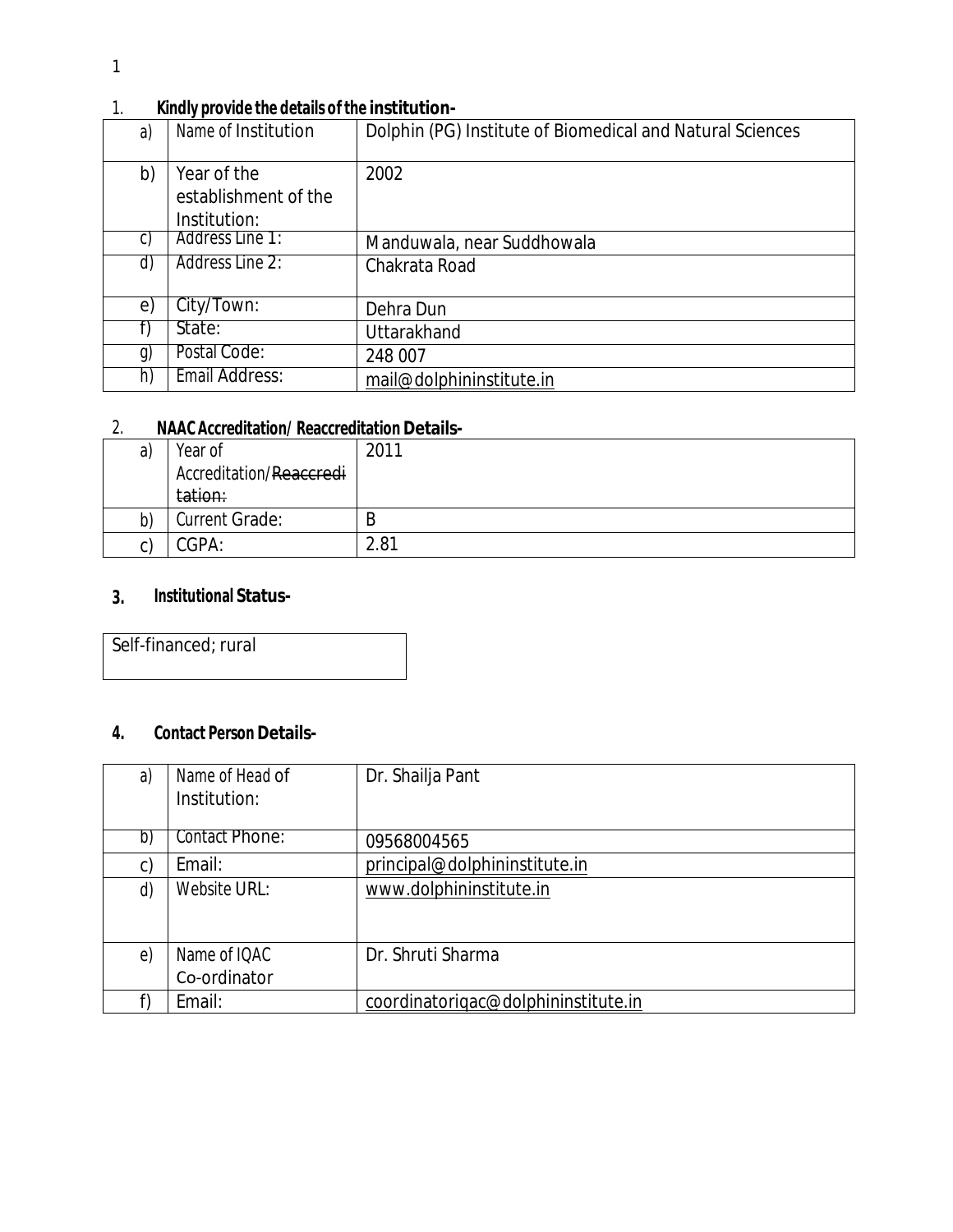1. **Kindly provide the details of the institution-**

| | | |
|---|---|---|
| a) | Name of Institution | Dolphin (PG) Institute of Biomedical and Natural Sciences |
| b) | Year of the establishment of the Institution: | 2002 |
| c) | Address Line 1: | Manduwala, near Suddhowala |
| d) | Address Line 2: | Chakrata Road |
| e) | City/Town: | Dehra Dun |
| f) | State: | Uttarakhand |
| g) | Postal Code: | 248 007 |
| h) | Email Address: | mail@dolphininstitute.in |

2. **NAAC Accreditation/ Reaccreditation Details-**

| | | |
|---|---|---|
| a) | Year of Accreditation/~~Reaccreditation:~~ | 2011 |
| b) | Current Grade: | B |
| c) | CGPA: | 2.81 |

3. **Institutional Status-**

| |
|---|
| Self-financed; rural |

4. **Contact Person Details-**

| | | |
|---|---|---|
| a) | Name of Head of Institution: | Dr. Shailja Pant |
| b) | Contact Phone: | 09568004565 |
| c) | Email: | principal@dolphininstitute.in |
| d) | Website URL: | www.dolphininstitute.in |
| e) | Name of IQAC Co-ordinator | Dr. Shruti Sharma |
| f) | Email: | coordinatoriqac@dolphininstitute.in |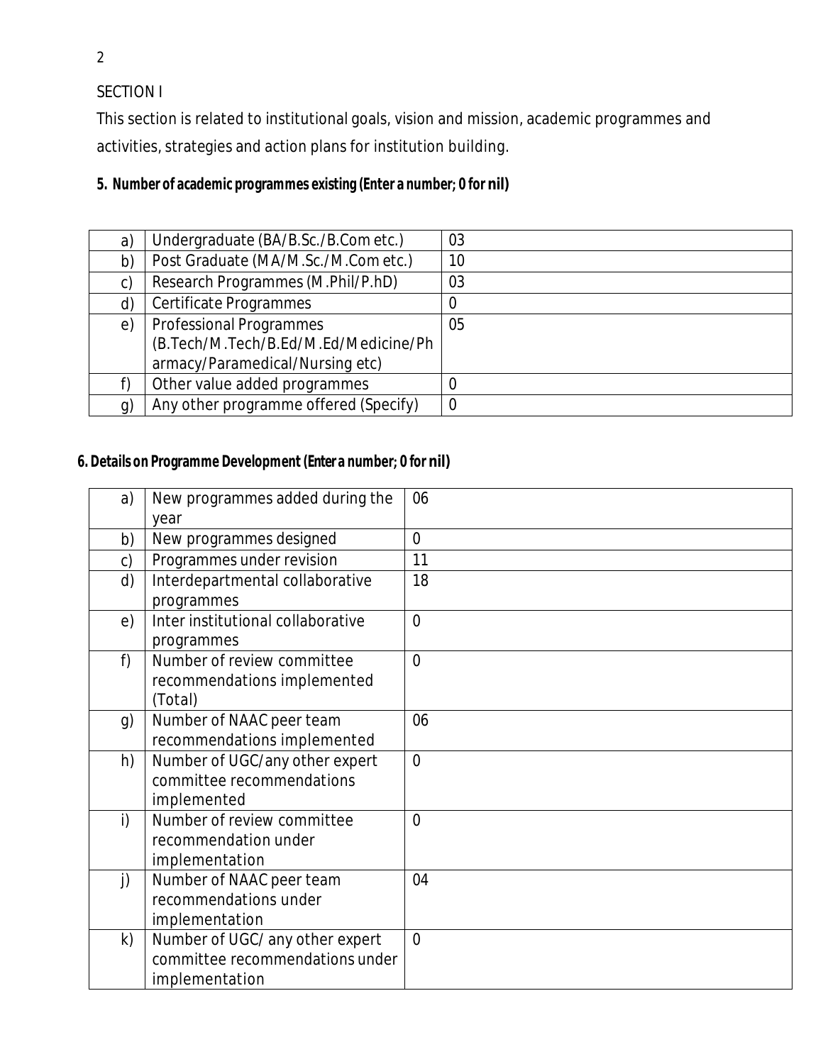SECTION I

This section is related to institutional goals, vision and mission, academic programmes and activities, strategies and action plans for institution building.

**5. Number of academic programmes existing (Enter a number; 0 for nil)**

| | | |
|---|---|---|
| a) | Undergraduate (BA/B.Sc./B.Com etc.) | 03 |
| b) | Post Graduate (MA/M.Sc./M.Com etc.) | 10 |
| c) | Research Programmes (M.Phil/P.hD) | 03 |
| d) | Certificate Programmes | 0 |
| e) | Professional Programmes (B.Tech/M.Tech/B.Ed/M.Ed/Medicine/Pharmacy/Paramedical/Nursing etc) | 05 |
| f) | Other value added programmes | 0 |
| g) | Any other programme offered (Specify) | 0 |

**6. Details on Programme Development (Enter a number; 0 for nil)**

| | | |
|---|---|---|
| a) | New programmes added during the year | 06 |
| b) | New programmes designed | 0 |
| c) | Programmes under revision | 11 |
| d) | Interdepartmental collaborative programmes | 18 |
| e) | Inter institutional collaborative programmes | 0 |
| f) | Number of review committee recommendations implemented (Total) | 0 |
| g) | Number of NAAC peer team recommendations implemented | 06 |
| h) | Number of UGC/any other expert committee recommendations implemented | 0 |
| i) | Number of review committee recommendation under implementation | 0 |
| j) | Number of NAAC peer team recommendations under implementation | 04 |
| k) | Number of UGC/ any other expert committee recommendations under implementation | 0 |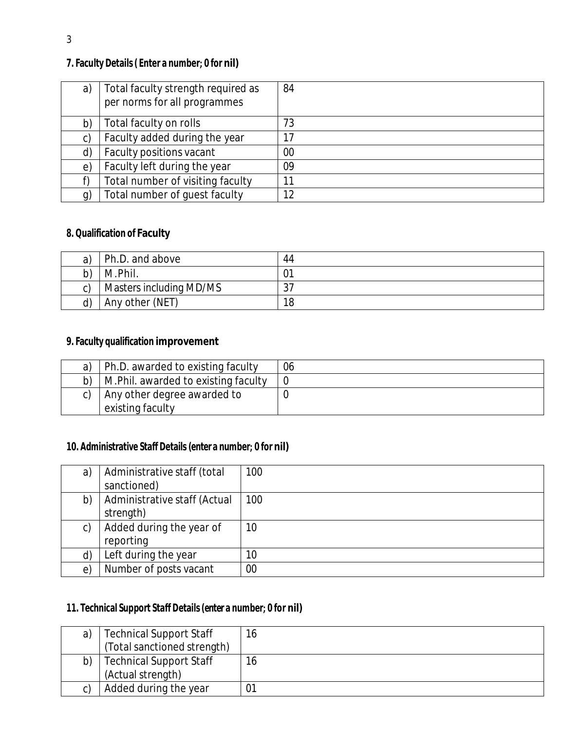**7. Faculty Details ( Enter a number; 0 for nil)**

| | | |
|---|---|---|
| a) | Total faculty strength required as per norms for all programmes | 84 |
| b) | Total faculty on rolls | 73 |
| c) | Faculty added during the year | 17 |
| d) | Faculty positions vacant | 00 |
| e) | Faculty left during the year | 09 |
| f) | Total number of visiting faculty | 11 |
| g) | Total number of guest faculty | 12 |

**8. Qualification of Faculty**

| | | |
|---|---|---|
| a) | Ph.D. and above | 44 |
| b) | M.Phil. | 01 |
| c) | Masters including MD/MS | 37 |
| d) | Any other (NET) | 18 |

**9. Faculty qualification improvement**

| | | |
|---|---|---|
| a) | Ph.D. awarded to existing faculty | 06 |
| b) | M.Phil. awarded to existing faculty | 0 |
| c) | Any other degree awarded to existing faculty | 0 |

**10. Administrative Staff Details (enter a number; 0 for nil)**

| | | |
|---|---|---|
| a) | Administrative staff (total sanctioned) | 100 |
| b) | Administrative staff (Actual strength) | 100 |
| c) | Added during the year of reporting | 10 |
| d) | Left during the year | 10 |
| e) | Number of posts vacant | 00 |

**11. Technical Support Staff Details (enter a number; 0 for nil)**

| | | |
|---|---|---|
| a) | Technical Support Staff (Total sanctioned strength) | 16 |
| b) | Technical Support Staff (Actual strength) | 16 |
| c) | Added during the year | 01 |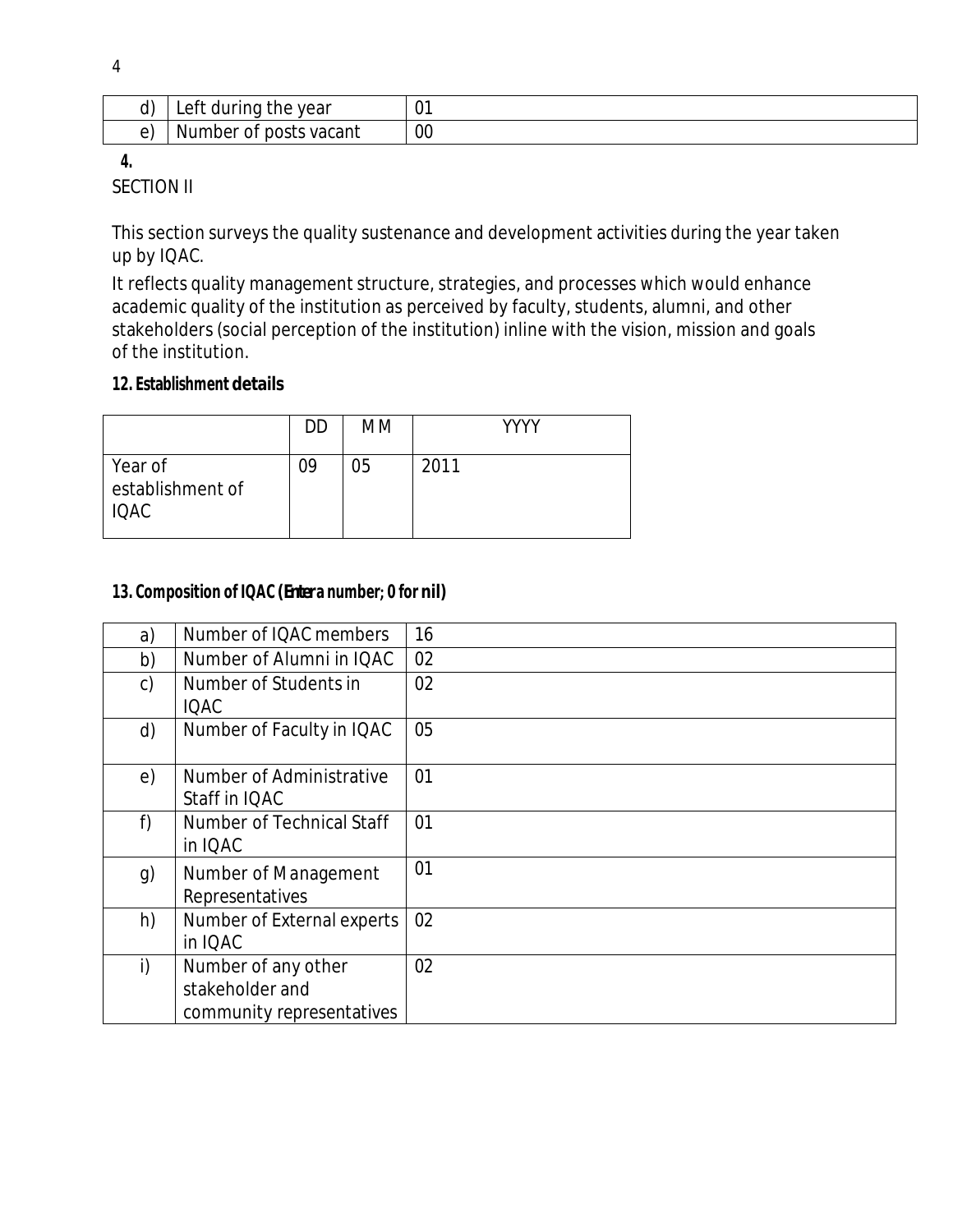| d) | Left during the year | 01 |
|---|---|---|
| e) | Number of posts vacant | 00 |

**4.**

SECTION II

This section surveys the quality sustenance and development activities during the year taken up by IQAC.

It reflects quality management structure, strategies, and processes which would enhance academic quality of the institution as perceived by faculty, students, alumni, and other stakeholders (social perception of the institution) inline with the vision, mission and goals of the institution.

**12. Establishment details**

| | DD | MM | YYYY |
|---|---|---|---|
| Year of establishment of IQAC | 09 | 05 | 2011 |

**13. Composition of IQAC (Enter a number; 0 for nil)**

| a) | Number of IQAC members | 16 |
|---|---|---|
| b) | Number of Alumni in IQAC | 02 |
| c) | Number of Students in IQAC | 02 |
| d) | Number of Faculty in IQAC | 05 |
| e) | Number of Administrative Staff in IQAC | 01 |
| f) | Number of Technical Staff in IQAC | 01 |
| g) | Number of Management Representatives | 01 |
| h) | Number of External experts in IQAC | 02 |
| i) | Number of any other stakeholder and community representatives | 02 |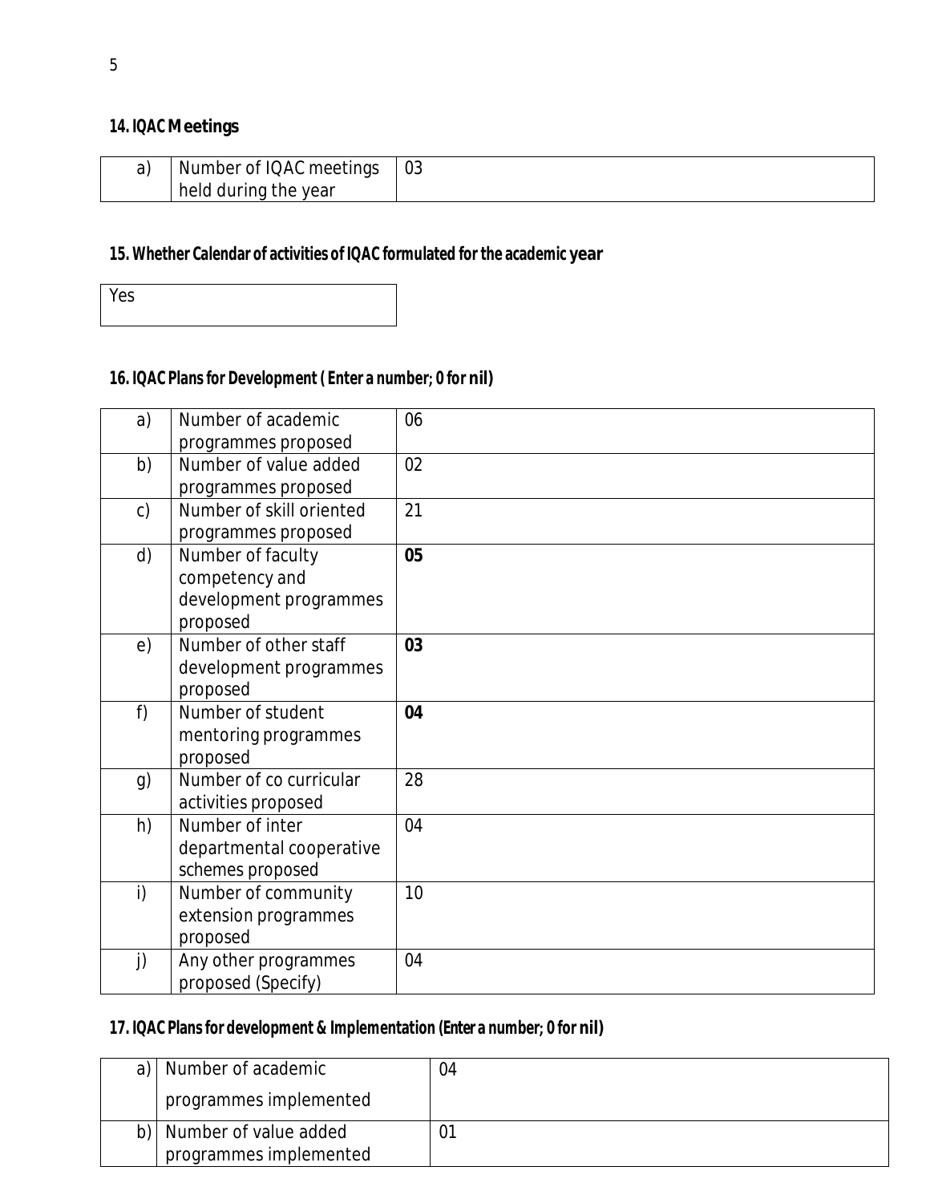### 14. IQAC Meetings

| | | |
|---|---|---|
| a) | Number of IQAC meetings held during the year | 03 |

### 15. Whether Calendar of activities of IQAC formulated for the academic year

| |
|---|
| Yes |

### 16. IQAC Plans for Development ( Enter a number; 0 for nil)

| | | |
|---|---|---|
| a) | Number of academic programmes proposed | 06 |
| b) | Number of value added programmes proposed | 02 |
| c) | Number of skill oriented programmes proposed | 21 |
| d) | Number of faculty competency and development programmes proposed | **05** |
| e) | Number of other staff development programmes proposed | **03** |
| f) | Number of student mentoring programmes proposed | **04** |
| g) | Number of co curricular activities proposed | 28 |
| h) | Number of inter departmental cooperative schemes proposed | 04 |
| i) | Number of community extension programmes proposed | 10 |
| j) | Any other programmes proposed (Specify) | 04 |

### 17. IQAC Plans for development & Implementation (Enter a number; 0 for nil)

| | | |
|---|---|---|
| a) | Number of academic programmes implemented | 04 |
| b) | Number of value added programmes implemented | 01 |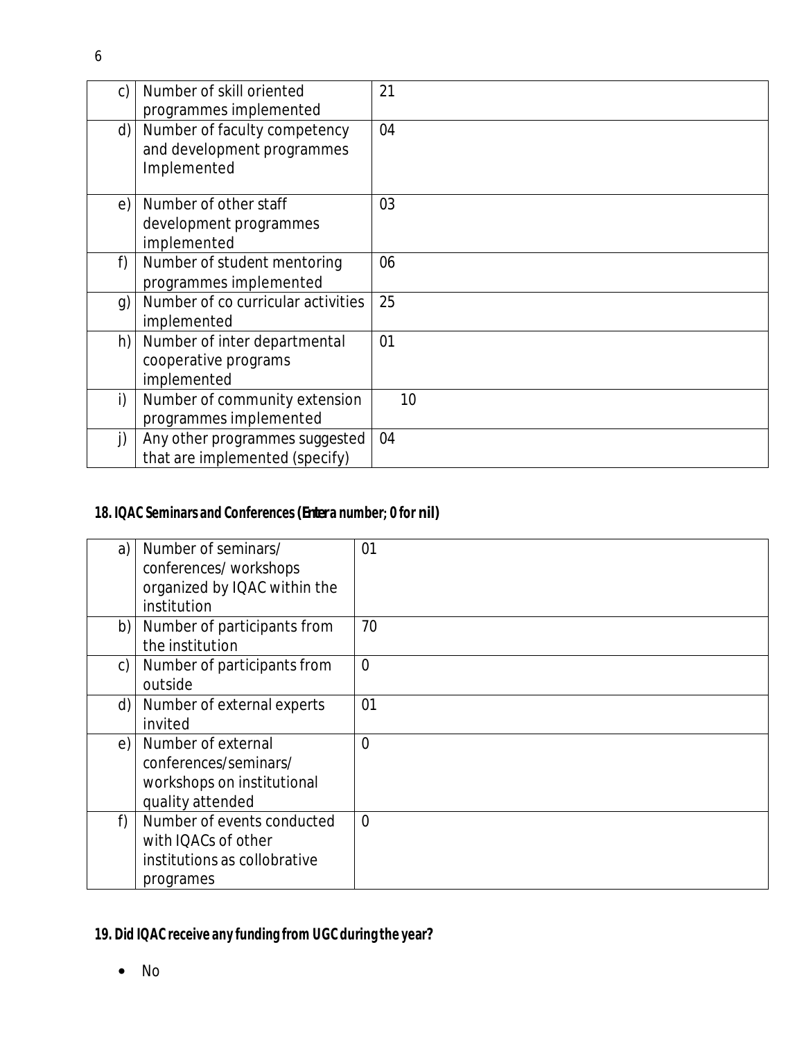| | | |
|---|---|---|
| c) | Number of skill oriented programmes implemented | 21 |
| d) | Number of faculty competency and development programmes Implemented | 04 |
| e) | Number of other staff development programmes implemented | 03 |
| f) | Number of student mentoring programmes implemented | 06 |
| g) | Number of co curricular activities implemented | 25 |
| h) | Number of inter departmental cooperative programs implemented | 01 |
| i) | Number of community extension programmes implemented | 10 |
| j) | Any other programmes suggested that are implemented (specify) | 04 |

**18. IQAC Seminars and Conferences (Enter a number; 0 for nil)**

| | | |
|---|---|---|
| a) | Number of seminars/ conferences/ workshops organized by IQAC within the institution | 01 |
| b) | Number of participants from the institution | 70 |
| c) | Number of participants from outside | 0 |
| d) | Number of external experts invited | 01 |
| e) | Number of external conferences/seminars/ workshops on institutional quality attended | 0 |
| f) | Number of events conducted with IQACs of other institutions as collobrative programes | 0 |

**19. Did IQAC receive any funding from UGC during the year?**

- No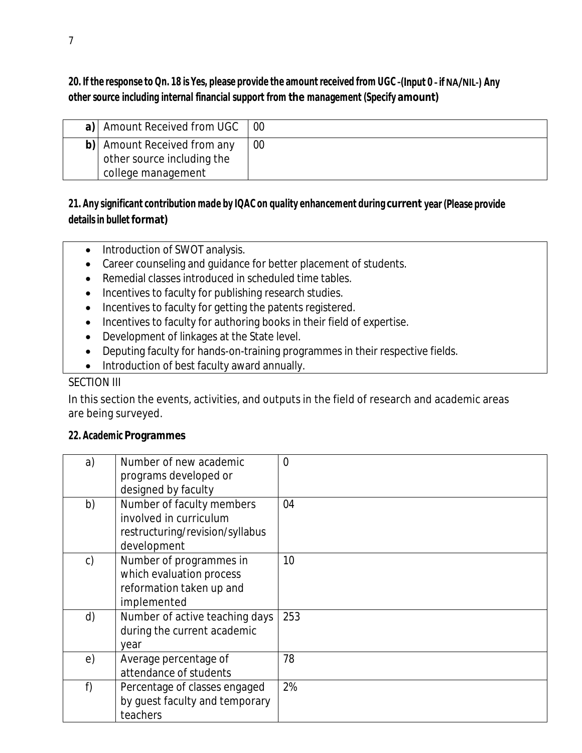**20. If the response to Qn. 18 is Yes, please provide the amount received from UGC –(Input 0 – if NA/NIL-) Any other source including internal financial support from the management (Specify amount)**

| | | |
|---|---|---|
| **a)** | Amount Received from UGC | 00 |
| **b)** | Amount Received from any other source including the college management | 00 |

**21. Any significant contribution made by IQAC on quality enhancement during current year (Please provide details in bullet format)**

- Introduction of SWOT analysis.
- Career counseling and guidance for better placement of students.
- Remedial classes introduced in scheduled time tables.
- Incentives to faculty for publishing research studies.
- Incentives to faculty for getting the patents registered.
- Incentives to faculty for authoring books in their field of expertise.
- Development of linkages at the State level.
- Deputing faculty for hands-on-training programmes in their respective fields.
- Introduction of best faculty award annually.

SECTION III

In this section the events, activities, and outputs in the field of research and academic areas are being surveyed.

**22. Academic Programmes**

| | | |
|---|---|---|
| a) | Number of new academic programs developed or designed by faculty | 0 |
| b) | Number of faculty members involved in curriculum restructuring/revision/syllabus development | 04 |
| c) | Number of programmes in which evaluation process reformation taken up and implemented | 10 |
| d) | Number of active teaching days during the current academic year | 253 |
| e) | Average percentage of attendance of students | 78 |
| f) | Percentage of classes engaged by guest faculty and temporary teachers | 2% |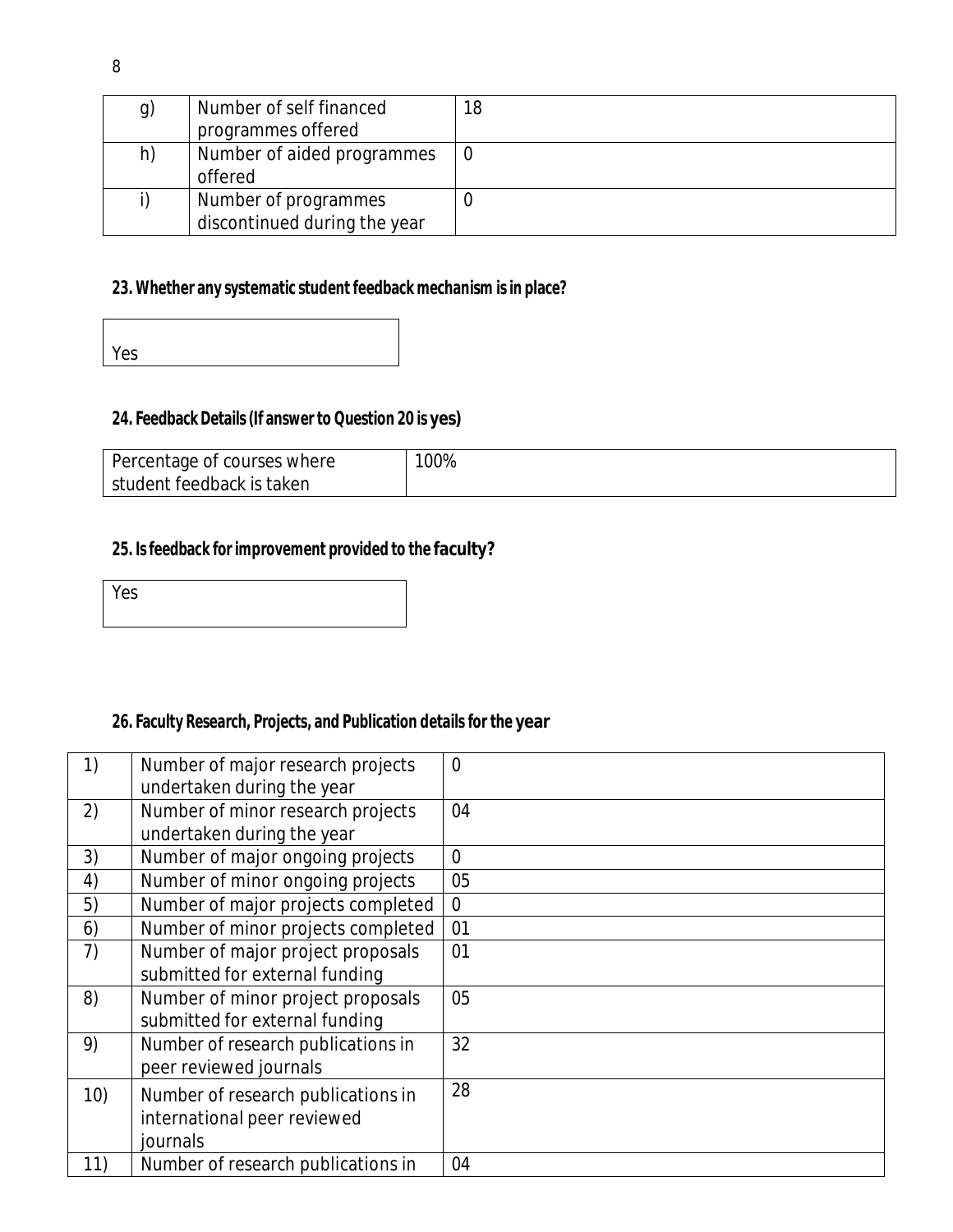| g) | Number of self financed programmes offered | 18 |
|---|---|---|
| h) | Number of aided programmes offered | 0 |
| i) | Number of programmes discontinued during the year | 0 |

**23. Whether any systematic student feedback mechanism is in place?**

| Yes |
|---|

**24. Feedback Details (If answer to Question 20 is yes)**

| Percentage of courses where student feedback is taken | 100% |
|---|---|

**25. Is feedback for improvement provided to the faculty?**

| Yes |
|---|

**26. Faculty Research, Projects, and Publication details for the year**

| 1) | Number of major research projects undertaken during the year | 0 |
|---|---|---|
| 2) | Number of minor research projects undertaken during the year | 04 |
| 3) | Number of major ongoing projects | 0 |
| 4) | Number of minor ongoing projects | 05 |
| 5) | Number of major projects completed | 0 |
| 6) | Number of minor projects completed | 01 |
| 7) | Number of major project proposals submitted for external funding | 01 |
| 8) | Number of minor project proposals submitted for external funding | 05 |
| 9) | Number of research publications in peer reviewed journals | 32 |
| 10) | Number of research publications in international peer reviewed journals | 28 |
| 11) | Number of research publications in | 04 |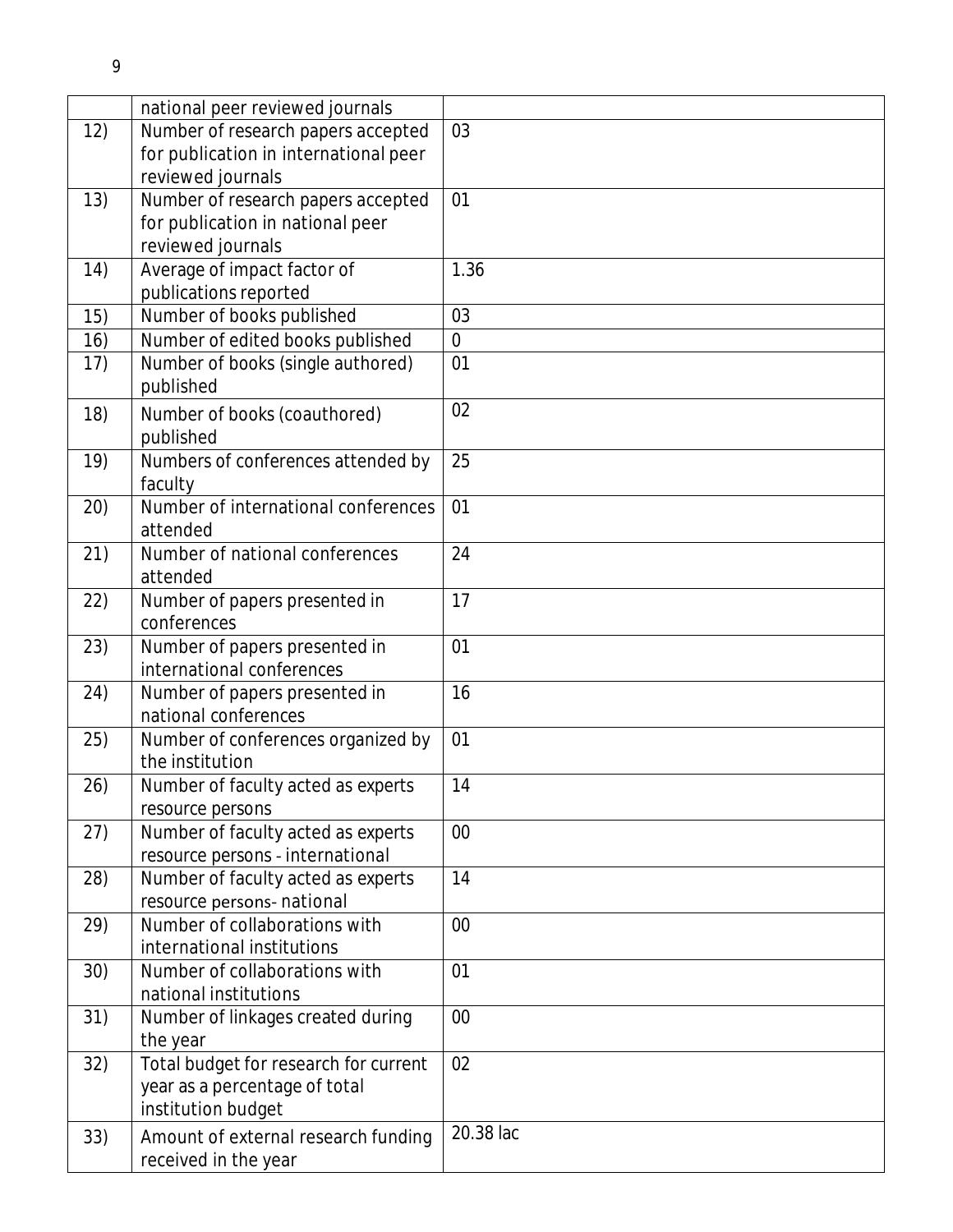|  | national peer reviewed journals |  |
|---|---|---|
| 12) | Number of research papers accepted for publication in international peer reviewed journals | 03 |
| 13) | Number of research papers accepted for publication in national peer reviewed journals | 01 |
| 14) | Average of impact factor of publications reported | 1.36 |
| 15) | Number of books published | 03 |
| 16) | Number of edited books published | 0 |
| 17) | Number of books (single authored) published | 01 |
| 18) | Number of books (coauthored) published | 02 |
| 19) | Numbers of conferences attended by faculty | 25 |
| 20) | Number of international conferences attended | 01 |
| 21) | Number of national conferences attended | 24 |
| 22) | Number of papers presented in conferences | 17 |
| 23) | Number of papers presented in international conferences | 01 |
| 24) | Number of papers presented in national conferences | 16 |
| 25) | Number of conferences organized by the institution | 01 |
| 26) | Number of faculty acted as experts resource persons | 14 |
| 27) | Number of faculty acted as experts resource persons - international | 00 |
| 28) | Number of faculty acted as experts resource persons- national | 14 |
| 29) | Number of collaborations with international institutions | 00 |
| 30) | Number of collaborations with national institutions | 01 |
| 31) | Number of linkages created during the year | 00 |
| 32) | Total budget for research for current year as a percentage of total institution budget | 02 |
| 33) | Amount of external research funding received in the year | 20.38 lac |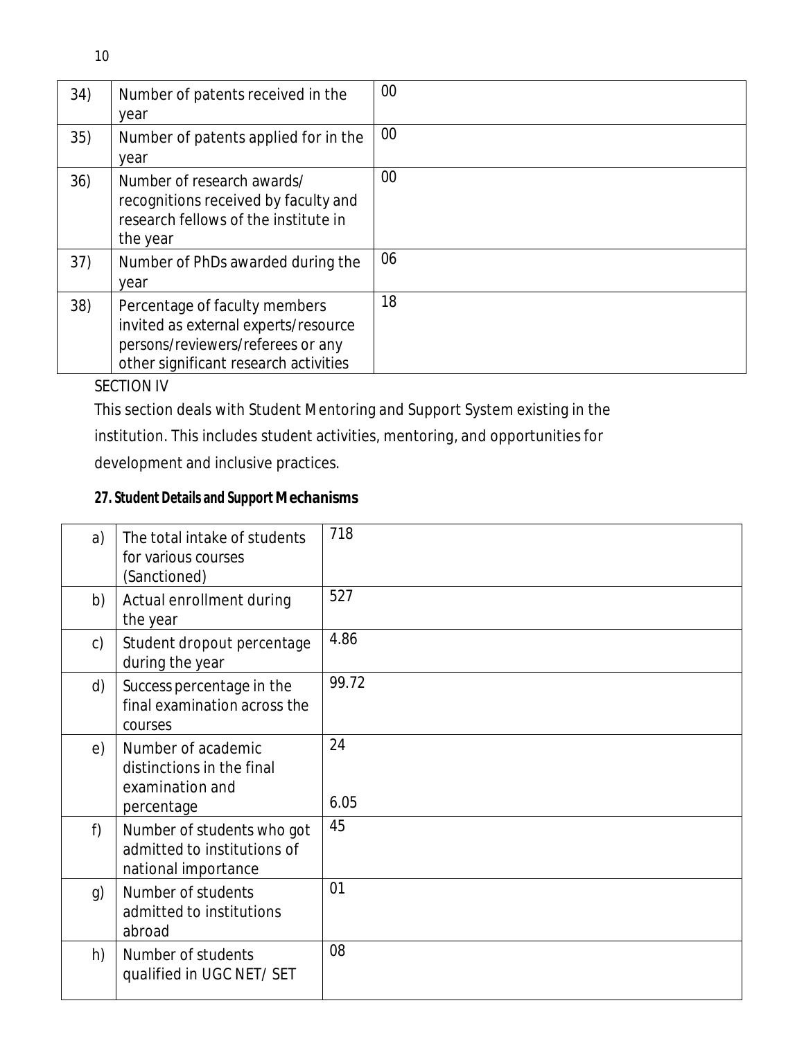| | | |
|---|---|---|
| 34) | Number of patents received in the year | 00 |
| 35) | Number of patents applied for in the year | 00 |
| 36) | Number of research awards/ recognitions received by faculty and research fellows of the institute in the year | 00 |
| 37) | Number of PhDs awarded during the year | 06 |
| 38) | Percentage of faculty members invited as external experts/resource persons/reviewers/referees or any other significant research activities | 18 |

SECTION IV

This section deals with Student Mentoring and Support System existing in the institution. This includes student activities, mentoring, and opportunities for development and inclusive practices.

**27. Student Details and Support Mechanisms**

| | | |
|---|---|---|
| a) | The total intake of students for various courses (Sanctioned) | 718 |
| b) | Actual enrollment during the year | 527 |
| c) | Student dropout percentage during the year | 4.86 |
| d) | Success percentage in the final examination across the courses | 99.72 |
| e) | Number of academic distinctions in the final examination and percentage | 24<br><br>6.05 |
| f) | Number of students who got admitted to institutions of national importance | 45 |
| g) | Number of students admitted to institutions abroad | 01 |
| h) | Number of students qualified in UGC NET/ SET | 08 |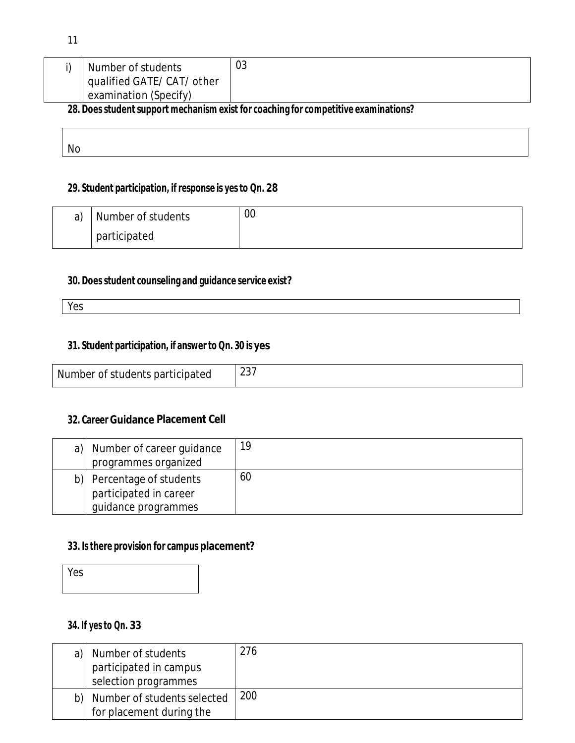| i) | Number of students qualified GATE/ CAT/ other examination (Specify) | 03 |
|---|---|---|

**28. Does student support mechanism exist for coaching for competitive examinations?**

| No |
|---|

**29. Student participation, if response is yes to Qn. 28**

| a) | Number of students participated | 00 |
|---|---|---|

**30. Does student counseling and guidance service exist?**

| Yes |
|---|

**31. Student participation, if answer to Qn. 30 is yes**

| Number of students participated | 237 |
|---|---|

**32. Career Guidance Placement Cell**

| a) | Number of career guidance programmes organized | 19 |
|---|---|---|
| b) | Percentage of students participated in career guidance programmes | 60 |

**33. Is there provision for campus placement?**

| Yes |
|---|

**34. If yes to Qn. 33**

| a) | Number of students participated in campus selection programmes | 276 |
|---|---|---|
| b) | Number of students selected for placement during the | 200 |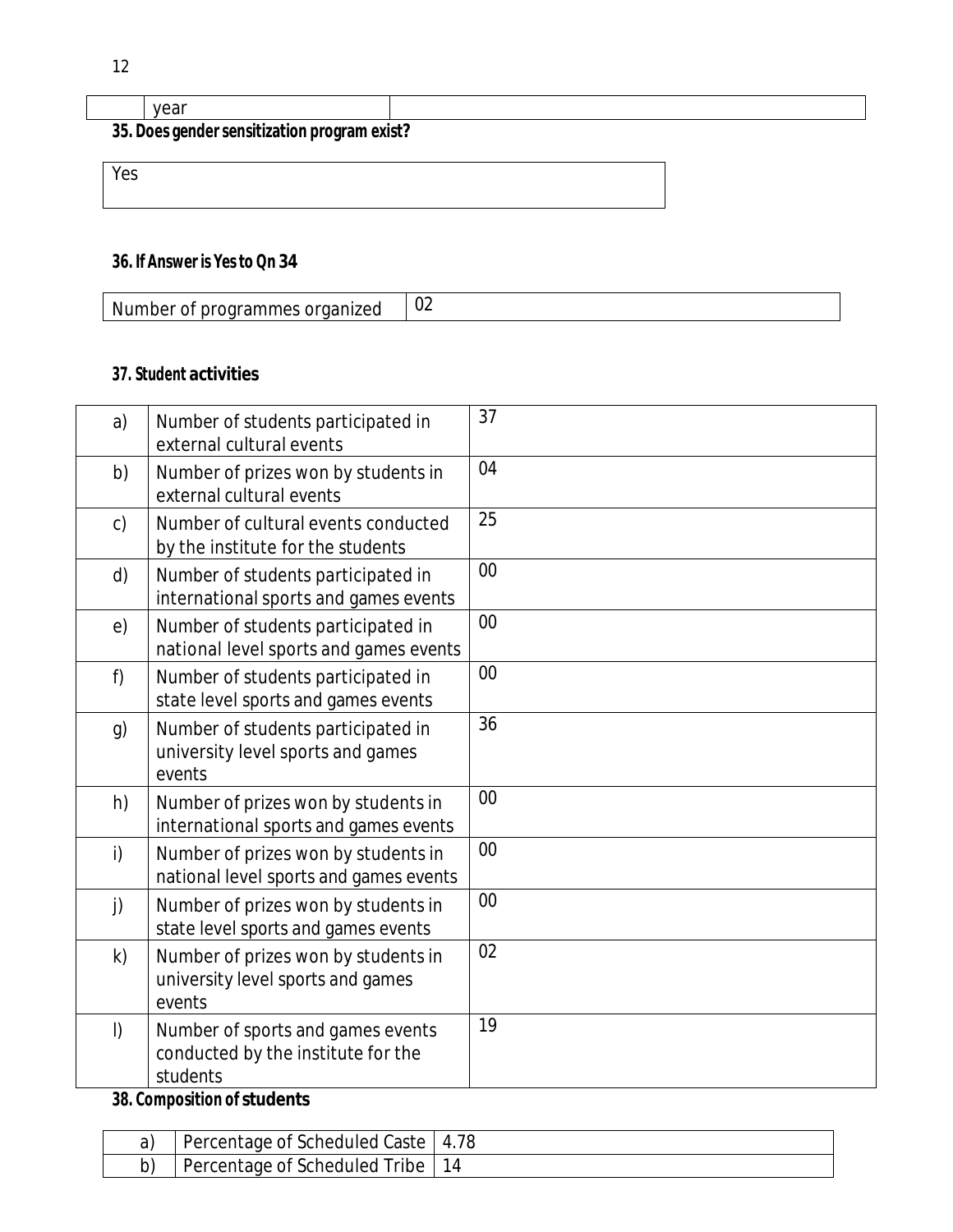| | year | |
|---|---|---|

**35. Does gender sensitization program exist?**

| Yes |
|---|

**36. If Answer is Yes to Qn 34**

| Number of programmes organized | 02 |
|---|---|

**37. Student activities**

| | | |
|---|---|---|
| a) | Number of students participated in external cultural events | 37 |
| b) | Number of prizes won by students in external cultural events | 04 |
| c) | Number of cultural events conducted by the institute for the students | 25 |
| d) | Number of students participated in international sports and games events | 00 |
| e) | Number of students participated in national level sports and games events | 00 |
| f) | Number of students participated in state level sports and games events | 00 |
| g) | Number of students participated in university level sports and games events | 36 |
| h) | Number of prizes won by students in international sports and games events | 00 |
| i) | Number of prizes won by students in national level sports and games events | 00 |
| j) | Number of prizes won by students in state level sports and games events | 00 |
| k) | Number of prizes won by students in university level sports and games events | 02 |
| l) | Number of sports and games events conducted by the institute for the students | 19 |

**38. Composition of students**

| | | |
|---|---|---|
| a) | Percentage of Scheduled Caste | 4.78 |
| b) | Percentage of Scheduled Tribe | 14 |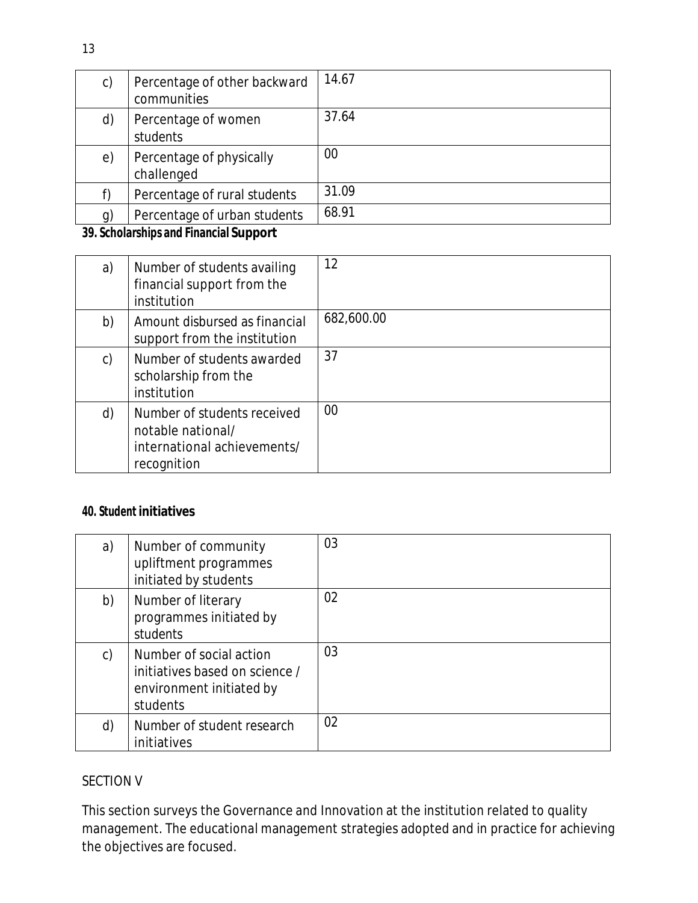| c) | Percentage of other backward communities | 14.67 |
|---|---|---|
| d) | Percentage of women students | 37.64 |
| e) | Percentage of physically challenged | 00 |
| f) | Percentage of rural students | 31.09 |
| g) | Percentage of urban students | 68.91 |

**39. Scholarships and Financial Support**

| a) | Number of students availing financial support from the institution | 12 |
|---|---|---|
| b) | Amount disbursed as financial support from the institution | 682,600.00 |
| c) | Number of students awarded scholarship from the institution | 37 |
| d) | Number of students received notable national/ international achievements/ recognition | 00 |

**40. Student initiatives**

| a) | Number of community upliftment programmes initiated by students | 03 |
|---|---|---|
| b) | Number of literary programmes initiated by students | 02 |
| c) | Number of social action initiatives based on science / environment initiated by students | 03 |
| d) | Number of student research initiatives | 02 |

SECTION V

This section surveys the Governance and Innovation at the institution related to quality management. The educational management strategies adopted and in practice for achieving the objectives are focused.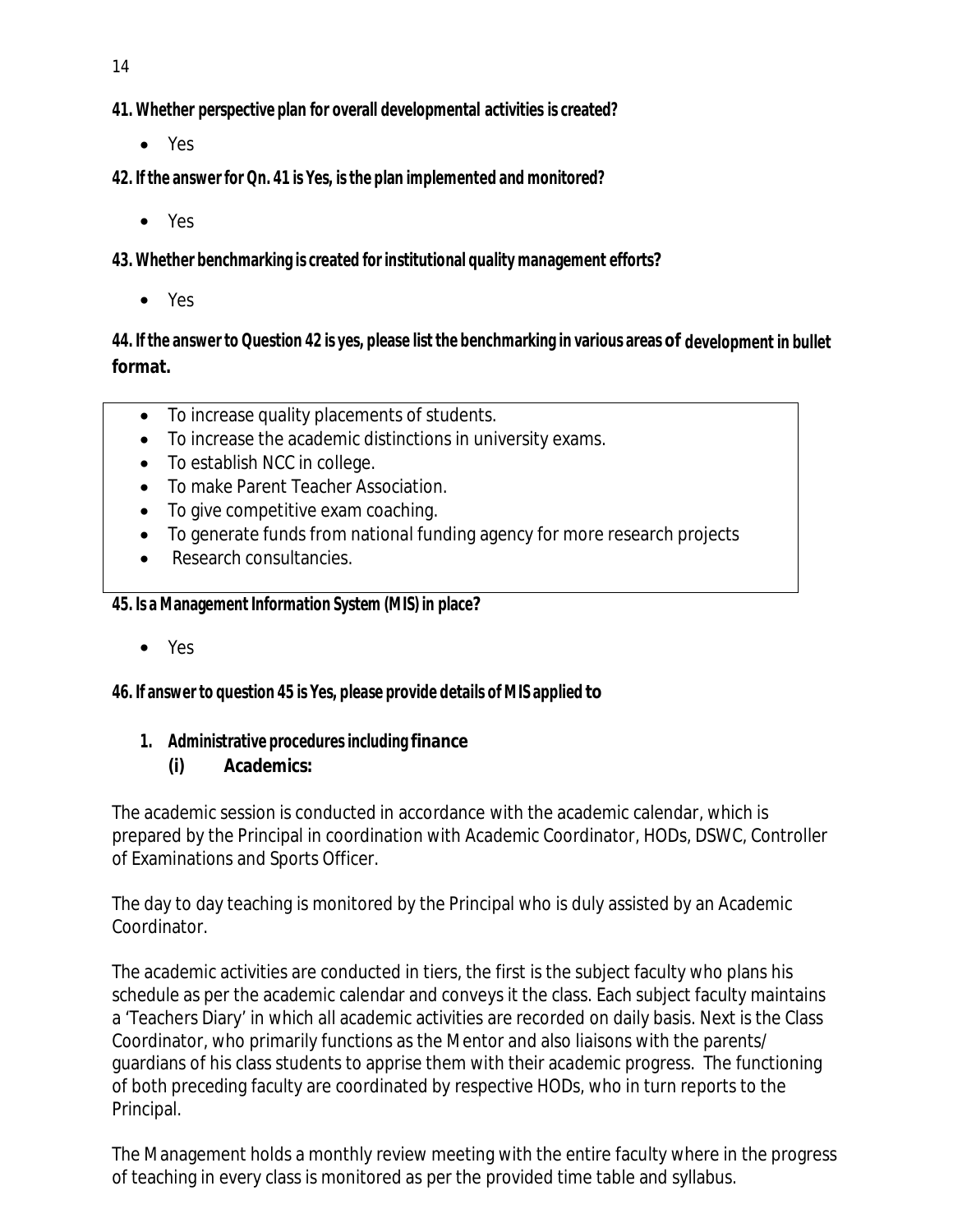**41. Whether perspective plan for overall developmental activities is created?**

- Yes

**42. If the answer for Qn. 41 is Yes, is the plan implemented and monitored?**

- Yes

**43. Whether benchmarking is created for institutional quality management efforts?**

- Yes

**44. If the answer to Question 42 is yes, please list the benchmarking in various areas of development in bullet format.**

- To increase quality placements of students.
- To increase the academic distinctions in university exams.
- To establish NCC in college.
- To make Parent Teacher Association.
- To give competitive exam coaching.
- To generate funds from national funding agency for more research projects
- Research consultancies.

**45. Is a Management Information System (MIS) in place?**

- Yes

**46. If answer to question 45 is Yes, please provide details of MIS applied to**

1. **Administrative procedures including finance**

   **(i) Academics:**

The academic session is conducted in accordance with the academic calendar, which is prepared by the Principal in coordination with Academic Coordinator, HODs, DSWC, Controller of Examinations and Sports Officer.

The day to day teaching is monitored by the Principal who is duly assisted by an Academic Coordinator.

The academic activities are conducted in tiers, the first is the subject faculty who plans his schedule as per the academic calendar and conveys it the class. Each subject faculty maintains a 'Teachers Diary' in which all academic activities are recorded on daily basis. Next is the Class Coordinator, who primarily functions as the Mentor and also liaisons with the parents/ guardians of his class students to apprise them with their academic progress. The functioning of both preceding faculty are coordinated by respective HODs, who in turn reports to the Principal.

The Management holds a monthly review meeting with the entire faculty where in the progress of teaching in every class is monitored as per the provided time table and syllabus.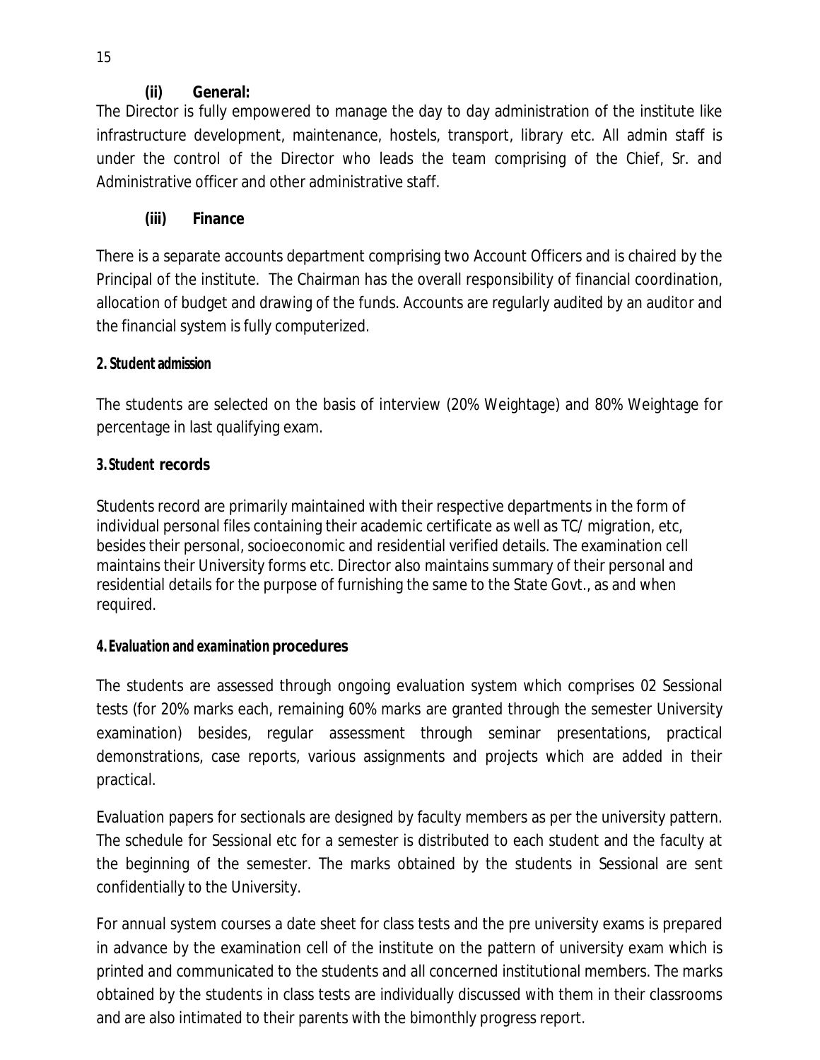### (ii) General:

The Director is fully empowered to manage the day to day administration of the institute like infrastructure development, maintenance, hostels, transport, library etc. All admin staff is under the control of the Director who leads the team comprising of the Chief, Sr. and Administrative officer and other administrative staff.

### (iii) Finance

There is a separate accounts department comprising two Account Officers and is chaired by the Principal of the institute. The Chairman has the overall responsibility of financial coordination, allocation of budget and drawing of the funds. Accounts are regularly audited by an auditor and the financial system is fully computerized.

## 2. Student admission

The students are selected on the basis of interview (20% Weightage) and 80% Weightage for percentage in last qualifying exam.

## 3. Student records

Students record are primarily maintained with their respective departments in the form of individual personal files containing their academic certificate as well as TC/ migration, etc, besides their personal, socioeconomic and residential verified details. The examination cell maintains their University forms etc. Director also maintains summary of their personal and residential details for the purpose of furnishing the same to the State Govt., as and when required.

## 4. Evaluation and examination procedures

The students are assessed through ongoing evaluation system which comprises 02 Sessional tests (for 20% marks each, remaining 60% marks are granted through the semester University examination) besides, regular assessment through seminar presentations, practical demonstrations, case reports, various assignments and projects which are added in their practical.

Evaluation papers for sectionals are designed by faculty members as per the university pattern. The schedule for Sessional etc for a semester is distributed to each student and the faculty at the beginning of the semester. The marks obtained by the students in Sessional are sent confidentially to the University.

For annual system courses a date sheet for class tests and the pre university exams is prepared in advance by the examination cell of the institute on the pattern of university exam which is printed and communicated to the students and all concerned institutional members. The marks obtained by the students in class tests are individually discussed with them in their classrooms and are also intimated to their parents with the bimonthly progress report.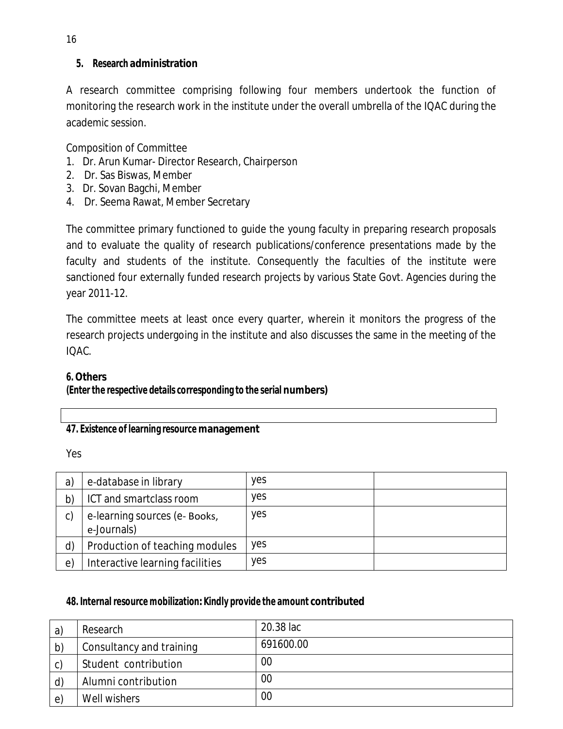## 5. Research administration

A research committee comprising following four members undertook the function of monitoring the research work in the institute under the overall umbrella of the IQAC during the academic session.

Composition of Committee

1. Dr. Arun Kumar- Director Research, Chairperson
2. Dr. Sas Biswas, Member
3. Dr. Sovan Bagchi, Member
4. Dr. Seema Rawat, Member Secretary

The committee primary functioned to guide the young faculty in preparing research proposals and to evaluate the quality of research publications/conference presentations made by the faculty and students of the institute. Consequently the faculties of the institute were sanctioned four externally funded research projects by various State Govt. Agencies during the year 2011-12.

The committee meets at least once every quarter, wherein it monitors the progress of the research projects undergoing in the institute and also discusses the same in the meeting of the IQAC.

## 6. Others

**(Enter the respective details corresponding to the serial numbers)**

### 47. Existence of learning resource management

Yes

| | | | |
|---|---|---|---|
| a) | e-database in library | yes | |
| b) | ICT and smartclass room | yes | |
| c) | e-learning sources (e- Books, e-Journals) | yes | |
| d) | Production of teaching modules | yes | |
| e) | Interactive learning facilities | yes | |

### 48. Internal resource mobilization: Kindly provide the amount contributed

| | | |
|---|---|---|
| a) | Research | 20.38 lac |
| b) | Consultancy and training | 691600.00 |
| c) | Student contribution | 00 |
| d) | Alumni contribution | 00 |
| e) | Well wishers | 00 |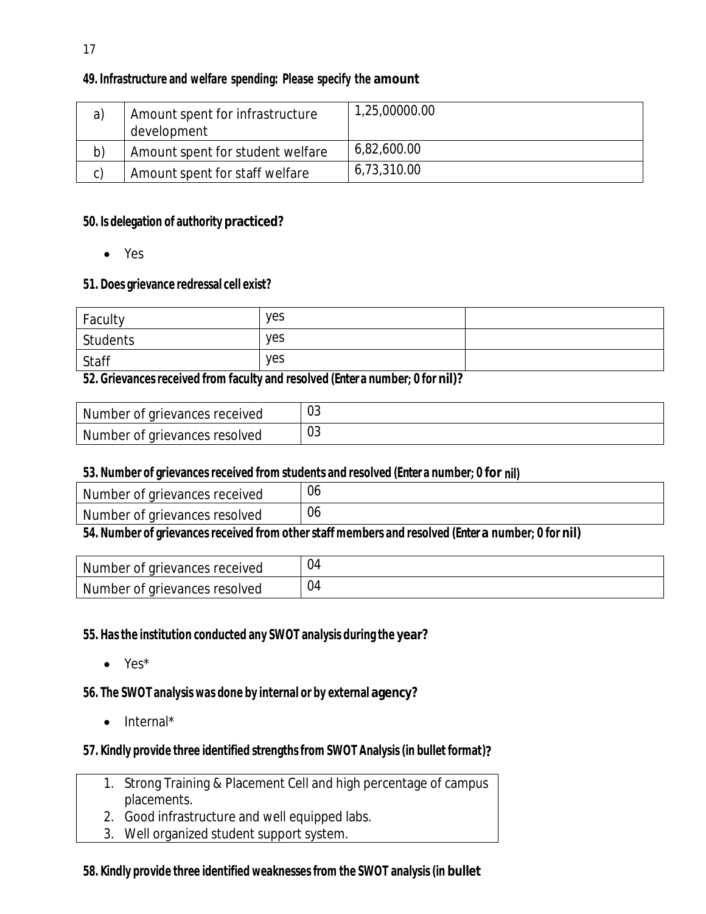**49. Infrastructure and welfare spending: Please specify the amount**

| | | |
|---|---|---|
| a) | Amount spent for infrastructure development | 1,25,00000.00 |
| b) | Amount spent for student welfare | 6,82,600.00 |
| c) | Amount spent for staff welfare | 6,73,310.00 |

**50. Is delegation of authority practiced?**

- Yes

**51. Does grievance redressal cell exist?**

| | | |
|---|---|---|
| Faculty | yes | |
| Students | yes | |
| Staff | yes | |

**52. Grievances received from faculty and resolved (Enter a number; 0 for nil)?**

| | |
|---|---|
| Number of grievances received | 03 |
| Number of grievances resolved | 03 |

**53. Number of grievances received from students and resolved (Enter a number; 0 for nil)**

| | |
|---|---|
| Number of grievances received | 06 |
| Number of grievances resolved | 06 |

**54. Number of grievances received from other staff members and resolved (Enter a number; 0 for nil)**

| | |
|---|---|
| Number of grievances received | 04 |
| Number of grievances resolved | 04 |

**55. Has the institution conducted any SWOT analysis during the year?**

- Yes*

**56. The SWOT analysis was done by internal or by external agency?**

- Internal*

**57. Kindly provide three identified strengths from SWOT Analysis (in bullet format)?**

1. Strong Training & Placement Cell and high percentage of campus placements.
2. Good infrastructure and well equipped labs.
3. Well organized student support system.

**58. Kindly provide three identified weaknesses from the SWOT analysis (in bullet**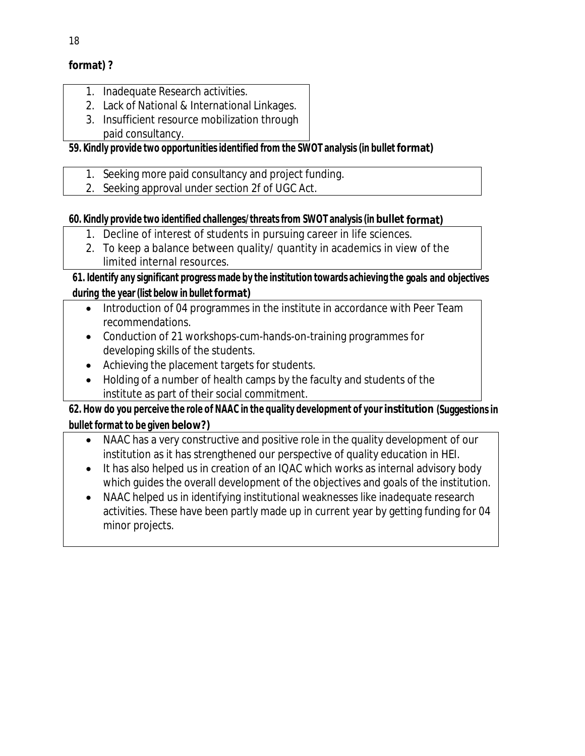**format) ?**

1. Inadequate Research activities.
2. Lack of National & International Linkages.
3. Insufficient resource mobilization through paid consultancy.

**59. Kindly provide two opportunities identified from the SWOT analysis (in bullet format)**

1. Seeking more paid consultancy and project funding.
2. Seeking approval under section 2f of UGC Act.

**60. Kindly provide two identified challenges/threats from SWOT analysis (in bullet format)**

1. Decline of interest of students in pursuing career in life sciences.
2. To keep a balance between quality/ quantity in academics in view of the limited internal resources.

**61. Identify any significant progress made by the institution towards achieving the goals and objectives during the year (list below in bullet format)**

- Introduction of 04 programmes in the institute in accordance with Peer Team recommendations.
- Conduction of 21 workshops-cum-hands-on-training programmes for developing skills of the students.
- Achieving the placement targets for students.
- Holding of a number of health camps by the faculty and students of the institute as part of their social commitment.

**62. How do you perceive the role of NAAC in the quality development of your institution (Suggestions in bullet format to be given below?)**

- NAAC has a very constructive and positive role in the quality development of our institution as it has strengthened our perspective of quality education in HEI.
- It has also helped us in creation of an IQAC which works as internal advisory body which guides the overall development of the objectives and goals of the institution.
- NAAC helped us in identifying institutional weaknesses like inadequate research activities. These have been partly made up in current year by getting funding for 04 minor projects.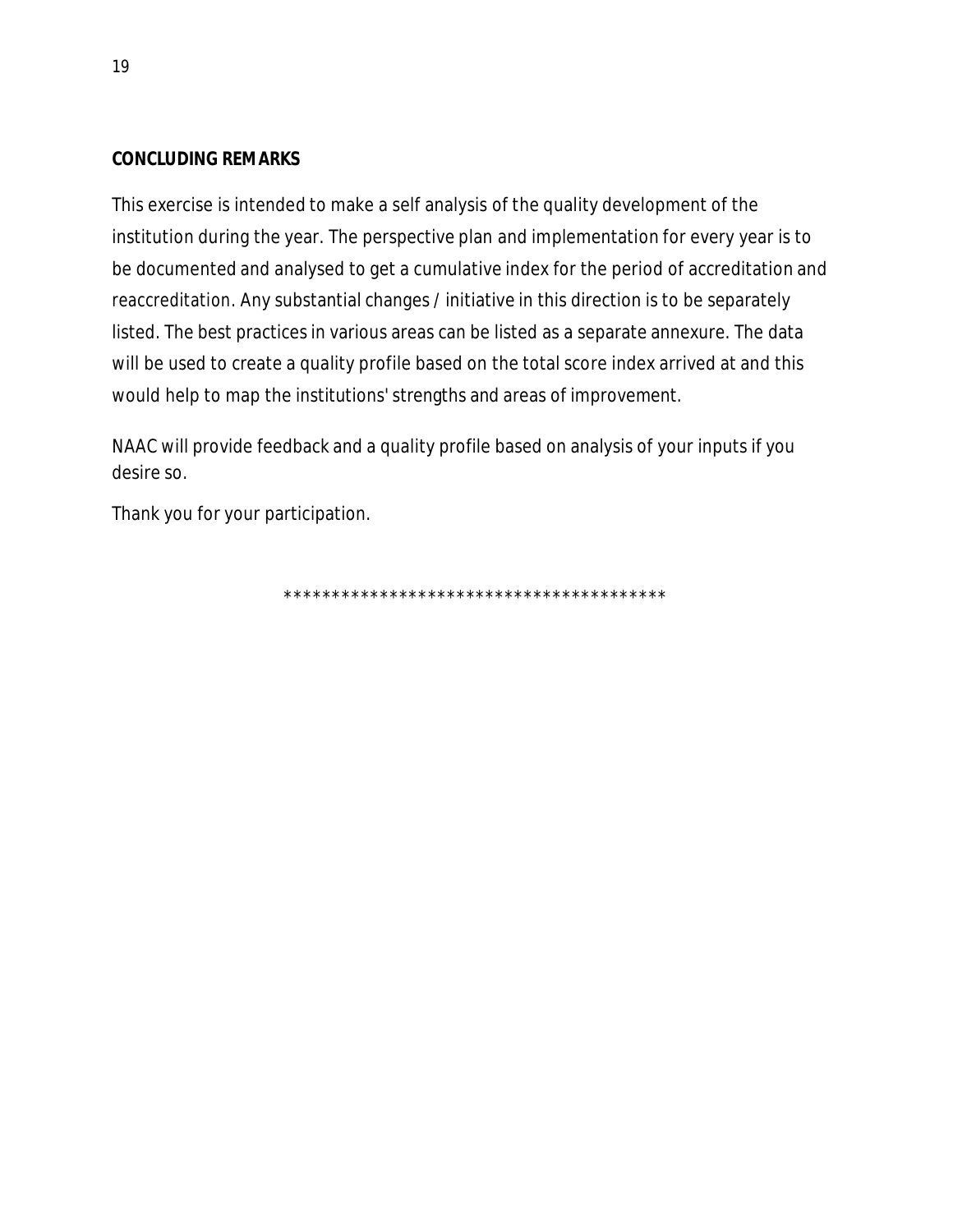**CONCLUDING REMARKS**

This exercise is intended to make a self analysis of the quality development of the institution during the year. The perspective plan and implementation for every year is to be documented and analysed to get a cumulative index for the period of accreditation and reaccreditation. Any substantial changes / initiative in this direction is to be separately listed. The best practices in various areas can be listed as a separate annexure. The data will be used to create a quality profile based on the total score index arrived at and this would help to map the institutions' strengths and areas of improvement.

NAAC will provide feedback and a quality profile based on analysis of your inputs if you desire so.

Thank you for your participation.

****************************************